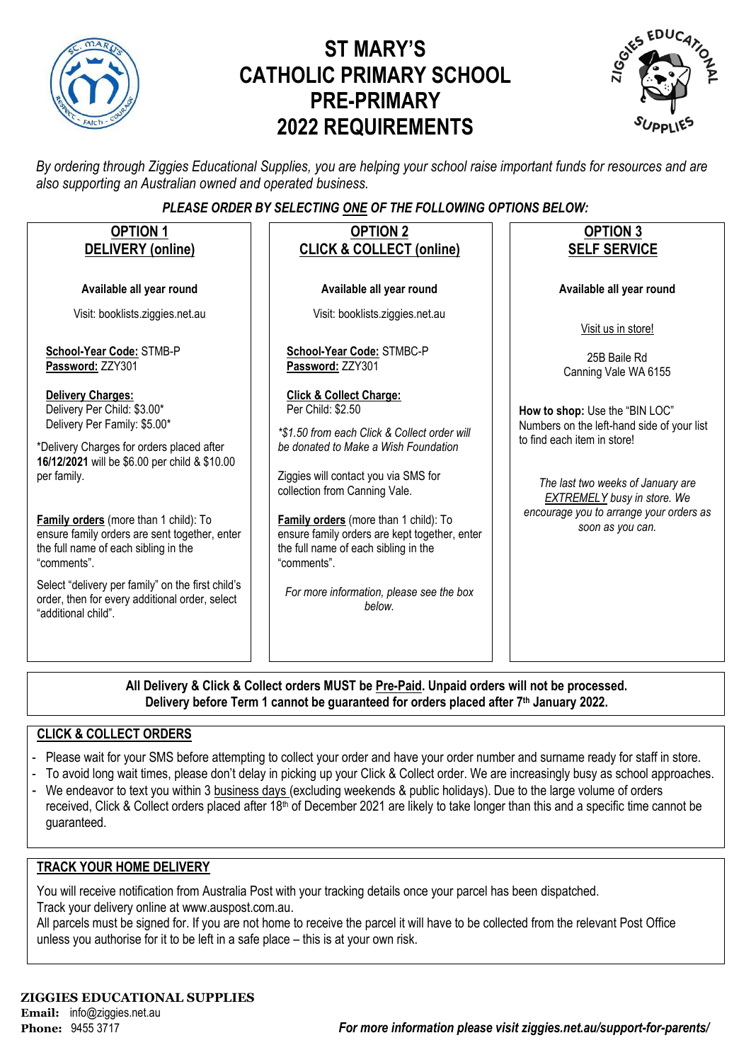# ST MARY'S CATHOLIC PRIMARY SCHOOL PRE-PRIMARY 2022 REQUIREMENTS

*By ordering through Ziggies Educational Supplies, you are helping your school raise important funds for resources and are also supporting an Australian owned and operated business.*

***PLEASE ORDER BY SELECTING ONE OF THE FOLLOWING OPTIONS BELOW:***

## OPTION 1 – DELIVERY (online)

**Available all year round**

Visit: booklists.ziggies.net.au

**School-Year Code:** STMB-P
**Password:** ZZY301

**Delivery Charges:**
Delivery Per Child: $3.00*
Delivery Per Family: $5.00*

*Delivery Charges for orders placed after **16/12/2021** will be $6.00 per child & $10.00 per family.

**Family orders** (more than 1 child): To ensure family orders are sent together, enter the full name of each sibling in the "comments".

Select "delivery per family" on the first child's order, then for every additional order, select "additional child".

## OPTION 2 – CLICK & COLLECT (online)

**Available all year round**

Visit: booklists.ziggies.net.au

**School-Year Code:** STMBC-P
**Password:** ZZY301

**Click & Collect Charge:**
Per Child: $2.50

*\*$1.50 from each Click & Collect order will be donated to Make a Wish Foundation*

Ziggies will contact you via SMS for collection from Canning Vale.

**Family orders** (more than 1 child): To ensure family orders are kept together, enter the full name of each sibling in the "comments".

*For more information, please see the box below.*

## OPTION 3 – SELF SERVICE

**Available all year round**

Visit us in store!

25B Baile Rd
Canning Vale WA 6155

**How to shop:** Use the "BIN LOC" Numbers on the left-hand side of your list to find each item in store!

*The last two weeks of January are EXTREMELY busy in store. We encourage you to arrange your orders as soon as you can.*

---

**All Delivery & Click & Collect orders MUST be Pre-Paid. Unpaid orders will not be processed.**
**Delivery before Term 1 cannot be guaranteed for orders placed after 7th January 2022.**

## CLICK & COLLECT ORDERS

- Please wait for your SMS before attempting to collect your order and have your order number and surname ready for staff in store.
- To avoid long wait times, please don't delay in picking up your Click & Collect order. We are increasingly busy as school approaches.
- We endeavor to text you within 3 business days (excluding weekends & public holidays). Due to the large volume of orders received, Click & Collect orders placed after 18th of December 2021 are likely to take longer than this and a specific time cannot be guaranteed.

## TRACK YOUR HOME DELIVERY

You will receive notification from Australia Post with your tracking details once your parcel has been dispatched.
Track your delivery online at www.auspost.com.au.
All parcels must be signed for. If you are not home to receive the parcel it will have to be collected from the relevant Post Office unless you authorise for it to be left in a safe place – this is at your own risk.

**ZIGGIES EDUCATIONAL SUPPLIES**
**Email:** info@ziggies.net.au
**Phone:** 9455 3717

***For more information please visit ziggies.net.au/support-for-parents/***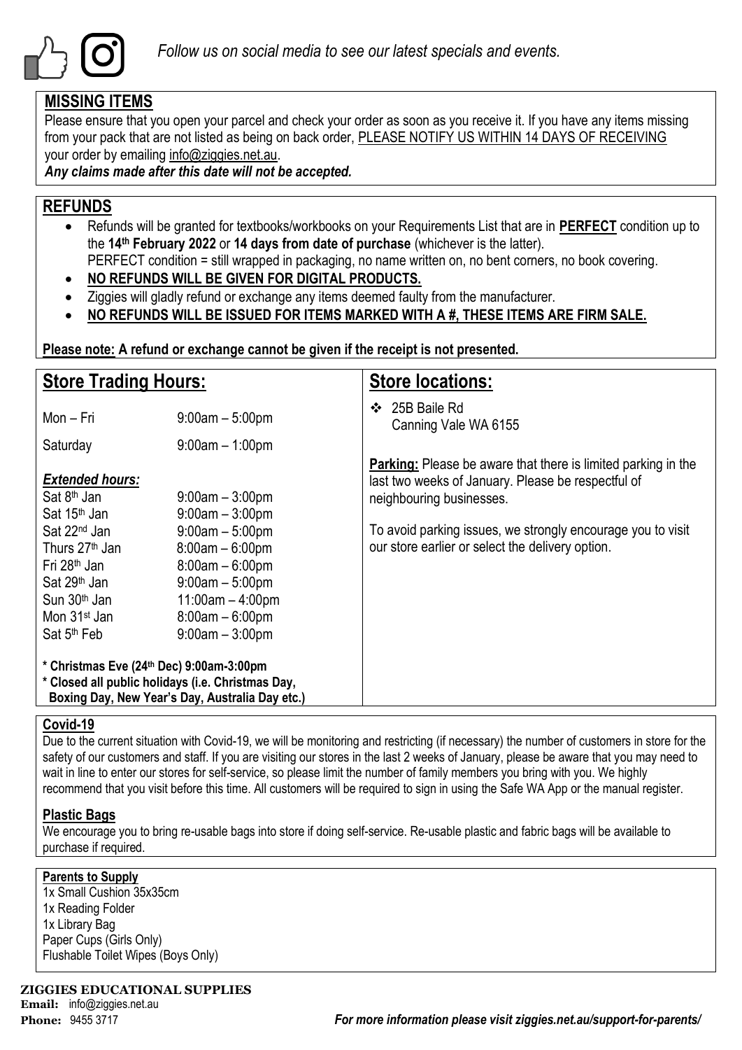*Follow us on social media to see our latest specials and events.*

## MISSING ITEMS

Please ensure that you open your parcel and check your order as soon as you receive it. If you have any items missing from your pack that are not listed as being on back order, PLEASE NOTIFY US WITHIN 14 DAYS OF RECEIVING your order by emailing info@ziggies.net.au.

***Any claims made after this date will not be accepted.***

## REFUNDS

- Refunds will be granted for textbooks/workbooks on your Requirements List that are in **PERFECT** condition up to the **14th February 2022** or **14 days from date of purchase** (whichever is the latter).
  PERFECT condition = still wrapped in packaging, no name written on, no bent corners, no book covering.
- **NO REFUNDS WILL BE GIVEN FOR DIGITAL PRODUCTS.**
- Ziggies will gladly refund or exchange any items deemed faulty from the manufacturer.
- **NO REFUNDS WILL BE ISSUED FOR ITEMS MARKED WITH A #, THESE ITEMS ARE FIRM SALE.**

**Please note: A refund or exchange cannot be given if the receipt is not presented.**

## Store Trading Hours:

| | |
|---|---|
| Mon – Fri | 9:00am – 5:00pm |
| Saturday | 9:00am – 1:00pm |

***Extended hours:***

| | |
|---|---|
| Sat 8th Jan | 9:00am – 3:00pm |
| Sat 15th Jan | 9:00am – 3:00pm |
| Sat 22nd Jan | 9:00am – 5:00pm |
| Thurs 27th Jan | 8:00am – 6:00pm |
| Fri 28th Jan | 8:00am – 6:00pm |
| Sat 29th Jan | 9:00am – 5:00pm |
| Sun 30th Jan | 11:00am – 4:00pm |
| Mon 31st Jan | 8:00am – 6:00pm |
| Sat 5th Feb | 9:00am – 3:00pm |

**\* Christmas Eve (24th Dec) 9:00am-3:00pm**
**\* Closed all public holidays (i.e. Christmas Day, Boxing Day, New Year's Day, Australia Day etc.)**

## Store locations:

- 25B Baile Rd
  Canning Vale WA 6155

**Parking:** Please be aware that there is limited parking in the last two weeks of January. Please be respectful of neighbouring businesses.

To avoid parking issues, we strongly encourage you to visit our store earlier or select the delivery option.

### Covid-19

Due to the current situation with Covid-19, we will be monitoring and restricting (if necessary) the number of customers in store for the safety of our customers and staff. If you are visiting our stores in the last 2 weeks of January, please be aware that you may need to wait in line to enter our stores for self-service, so please limit the number of family members you bring with you. We highly recommend that you visit before this time. All customers will be required to sign in using the Safe WA App or the manual register.

### Plastic Bags

We encourage you to bring re-usable bags into store if doing self-service. Re-usable plastic and fabric bags will be available to purchase if required.

### Parents to Supply

1x Small Cushion 35x35cm
1x Reading Folder
1x Library Bag
Paper Cups (Girls Only)
Flushable Toilet Wipes (Boys Only)

**ZIGGIES EDUCATIONAL SUPPLIES**
**Email:** info@ziggies.net.au
**Phone:** 9455 3717

***For more information please visit ziggies.net.au/support-for-parents/***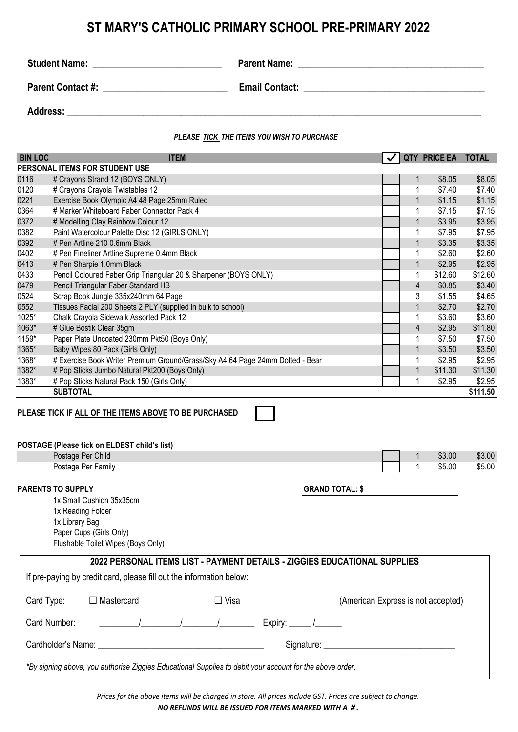# ST MARY'S CATHOLIC PRIMARY SCHOOL PRE-PRIMARY 2022

**Student Name:** ___________________________ **Parent Name:** _______________________________________

**Parent Contact #:** __________________________ **Email Contact:** ____________________________________

**Address:** _________________________________________________________________________________________

***PLEASE TICK THE ITEMS YOU WISH TO PURCHASE***

| BIN LOC | ITEM | ✓ | QTY | PRICE EA | TOTAL |
|---|---|---|---|---|---|
| | **PERSONAL ITEMS FOR STUDENT USE** | | | | |
| 0116 | # Crayons Strand 12 (BOYS ONLY) | | 1 | $8.05 | $8.05 |
| 0120 | # Crayons Crayola Twistables 12 | | 1 | $7.40 | $7.40 |
| 0221 | Exercise Book Olympic A4 48 Page 25mm Ruled | | 1 | $1.15 | $1.15 |
| 0364 | # Marker Whiteboard Faber Connector Pack 4 | | 1 | $7.15 | $7.15 |
| 0372 | # Modelling Clay Rainbow Colour 12 | | 1 | $3.95 | $3.95 |
| 0382 | Paint Watercolour Palette Disc 12 (GIRLS ONLY) | | 1 | $7.95 | $7.95 |
| 0392 | # Pen Artline 210 0.6mm Black | | 1 | $3.35 | $3.35 |
| 0402 | # Pen Fineliner Artline Supreme 0.4mm Black | | 1 | $2.60 | $2.60 |
| 0413 | # Pen Sharpie 1.0mm Black | | 1 | $2.95 | $2.95 |
| 0433 | Pencil Coloured Faber Grip Triangular 20 & Sharpener (BOYS ONLY) | | 1 | $12.60 | $12.60 |
| 0479 | Pencil Triangular Faber Standard HB | | 4 | $0.85 | $3.40 |
| 0524 | Scrap Book Jungle 335x240mm 64 Page | | 3 | $1.55 | $4.65 |
| 0552 | Tissues Facial 200 Sheets 2 PLY (supplied in bulk to school) | | 1 | $2.70 | $2.70 |
| 1025* | Chalk Crayola Sidewalk Assorted Pack 12 | | 1 | $3.60 | $3.60 |
| 1063* | # Glue Bostik Clear 35gm | | 4 | $2.95 | $11.80 |
| 1159* | Paper Plate Uncoated 230mm Pkt50 (Boys Only) | | 1 | $7.50 | $7.50 |
| 1365* | Baby Wipes 80 Pack (Girls Only) | | 1 | $3.50 | $3.50 |
| 1368* | # Exercise Book Writer Premium Ground/Grass/Sky A4 64 Page 24mm Dotted - Bear | | 1 | $2.95 | $2.95 |
| 1382* | # Pop Sticks Jumbo Natural Pkt200 (Boys Only) | | 1 | $11.30 | $11.30 |
| 1383* | # Pop Sticks Natural Pack 150 (Girls Only) | | 1 | $2.95 | $2.95 |
| | **SUBTOTAL** | | | | **$111.50** |

**PLEASE TICK IF ALL OF THE ITEMS ABOVE TO BE PURCHASED** ☐

**POSTAGE (Please tick on ELDEST child's list)**

| | | | | |
|---|---|---|---|---|
| Postage Per Child | | 1 | $3.00 | $3.00 |
| Postage Per Family | | 1 | $5.00 | $5.00 |

**PARENTS TO SUPPLY**

- 1x Small Cushion 35x35cm
- 1x Reading Folder
- 1x Library Bag
- Paper Cups (Girls Only)
- Flushable Toilet Wipes (Boys Only)

**GRAND TOTAL: $** ____________________

**2022 PERSONAL ITEMS LIST - PAYMENT DETAILS - ZIGGIES EDUCATIONAL SUPPLIES**

If pre-paying by credit card, please fill out the information below:

Card Type: ☐ Mastercard ☐ Visa (American Express is not accepted)

Card Number: _________/_________/________/________ Expiry: _____ /______

Cardholder's Name: ____________________________________ Signature: ______________________________

*\*By signing above, you authorise Ziggies Educational Supplies to debit your account for the above order.*

*Prices for the above items will be charged in store. All prices include GST. Prices are subject to change.*

***NO REFUNDS WILL BE ISSUED FOR ITEMS MARKED WITH A #.***